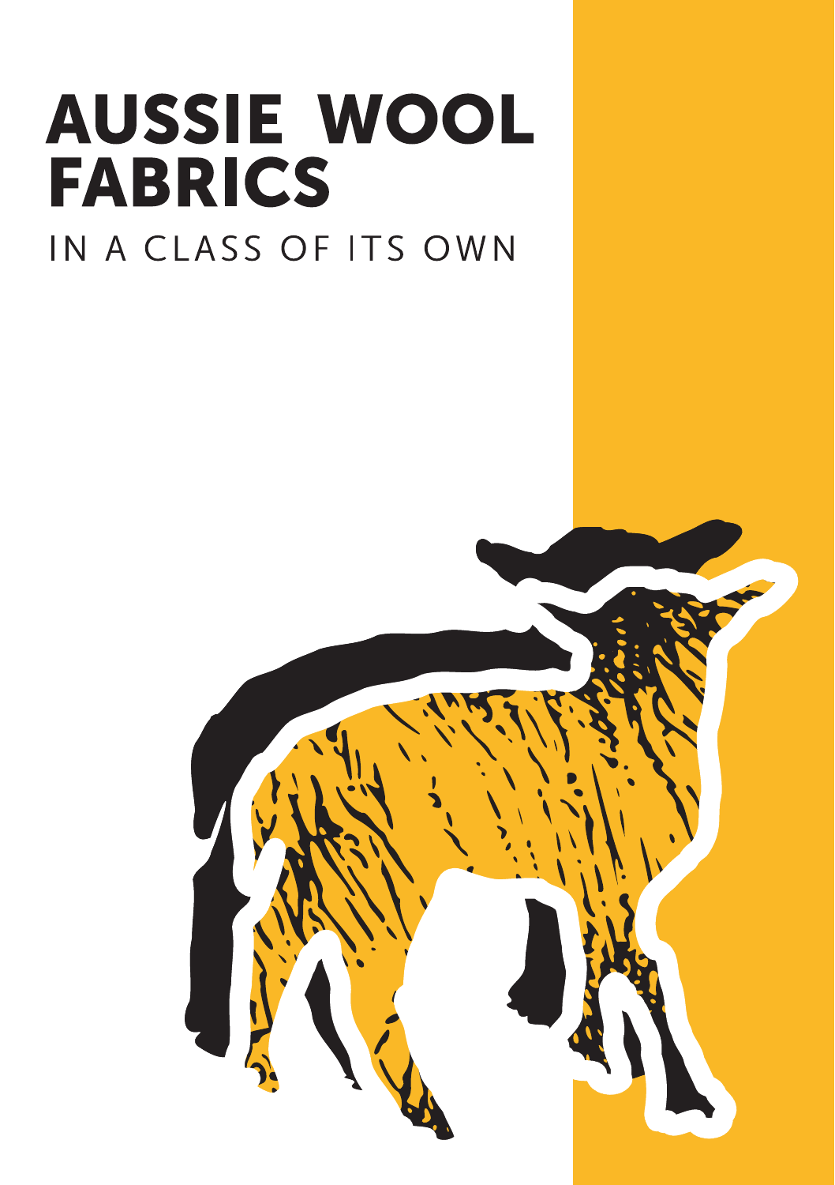# AUSSIE WOOL FABRICS

IN A CLASS OF ITS OWN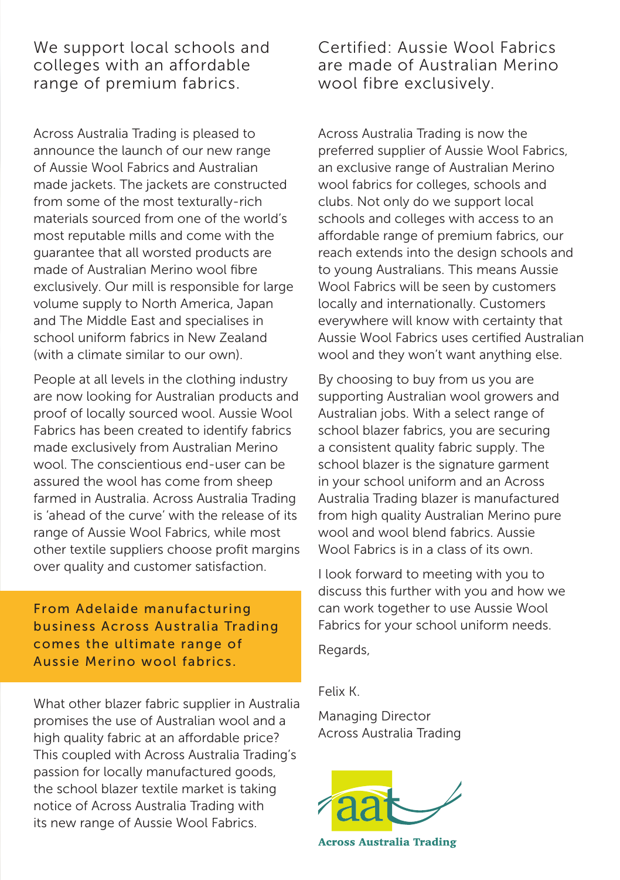## We support local schools and colleges with an affordable range of premium fabrics.

Across Australia Trading is pleased to announce the launch of our new range of Aussie Wool Fabrics and Australian made jackets. The jackets are constructed from some of the most texturally-rich materials sourced from one of the world's most reputable mills and come with the guarantee that all worsted products are made of Australian Merino wool fibre exclusively. Our mill is responsible for large volume supply to North America, Japan and The Middle East and specialises in school uniform fabrics in New Zealand (with a climate similar to our own).

People at all levels in the clothing industry are now looking for Australian products and proof of locally sourced wool. Aussie Wool Fabrics has been created to identify fabrics made exclusively from Australian Merino wool. The conscientious end-user can be assured the wool has come from sheep farmed in Australia. Across Australia Trading is 'ahead of the curve' with the release of its range of Aussie Wool Fabrics, while most other textile suppliers choose profit margins over quality and customer satisfaction.

**From Adelaide manufacturing business Across Australia Trading comes the ultimate range of Aussie Merino wool fabrics.**

What other blazer fabric supplier in Australia promises the use of Australian wool and a high quality fabric at an affordable price? This coupled with Across Australia Trading's passion for locally manufactured goods, the school blazer textile market is taking notice of Across Australia Trading with its new range of Aussie Wool Fabrics.

## Certified: Aussie Wool Fabrics are made of Australian Merino wool fibre exclusively.

Across Australia Trading is now the preferred supplier of Aussie Wool Fabrics, an exclusive range of Australian Merino wool fabrics for colleges, schools and clubs. Not only do we support local schools and colleges with access to an affordable range of premium fabrics, our reach extends into the design schools and to young Australians. This means Aussie Wool Fabrics will be seen by customers locally and internationally. Customers everywhere will know with certainty that Aussie Wool Fabrics uses certified Australian wool and they won't want anything else.

By choosing to buy from us you are supporting Australian wool growers and Australian jobs. With a select range of school blazer fabrics, you are securing a consistent quality fabric supply. The school blazer is the signature garment in your school uniform and an Across Australia Trading blazer is manufactured from high quality Australian Merino pure wool and wool blend fabrics. Aussie Wool Fabrics is in a class of its own.

I look forward to meeting with you to discuss this further with you and how we can work together to use Aussie Wool Fabrics for your school uniform needs.

Regards,

Felix K.

Managing Director
Across Australia Trading

aat
Across Australia Trading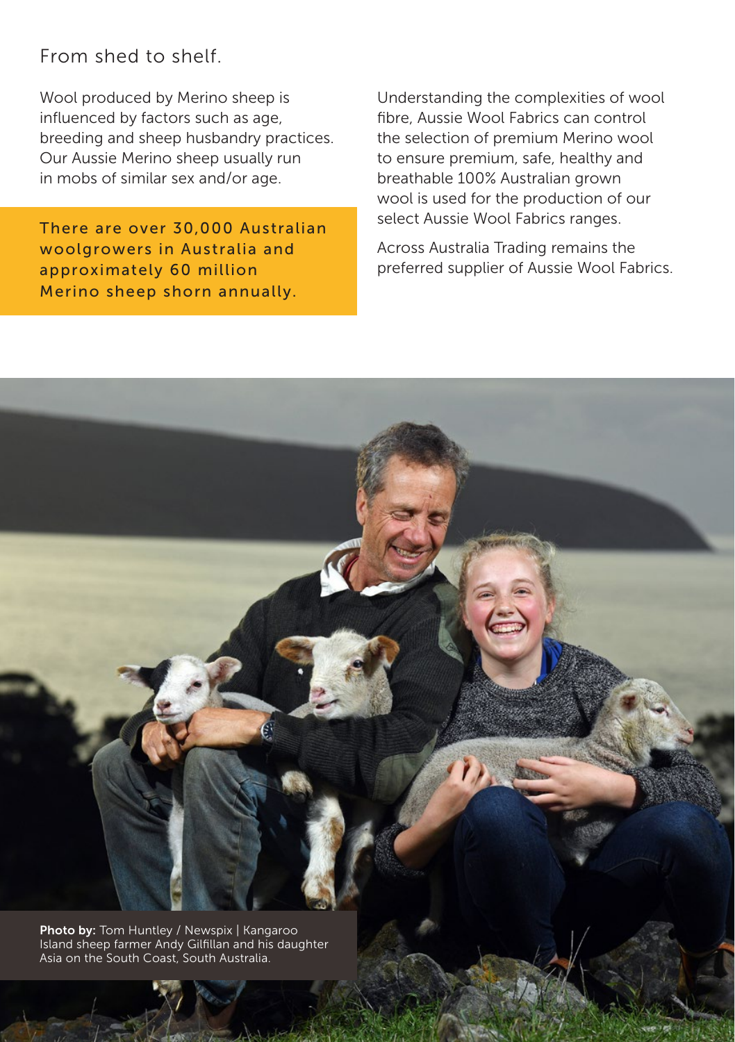## From shed to shelf.

Wool produced by Merino sheep is influenced by factors such as age, breeding and sheep husbandry practices. Our Aussie Merino sheep usually run in mobs of similar sex and/or age.

There are over 30,000 Australian woolgrowers in Australia and approximately 60 million Merino sheep shorn annually.

Understanding the complexities of wool fibre, Aussie Wool Fabrics can control the selection of premium Merino wool to ensure premium, safe, healthy and breathable 100% Australian grown wool is used for the production of our select Aussie Wool Fabrics ranges.

Across Australia Trading remains the preferred supplier of Aussie Wool Fabrics.

**Photo by:** Tom Huntley / Newspix | Kangaroo Island sheep farmer Andy Gilfillan and his daughter Asia on the South Coast, South Australia.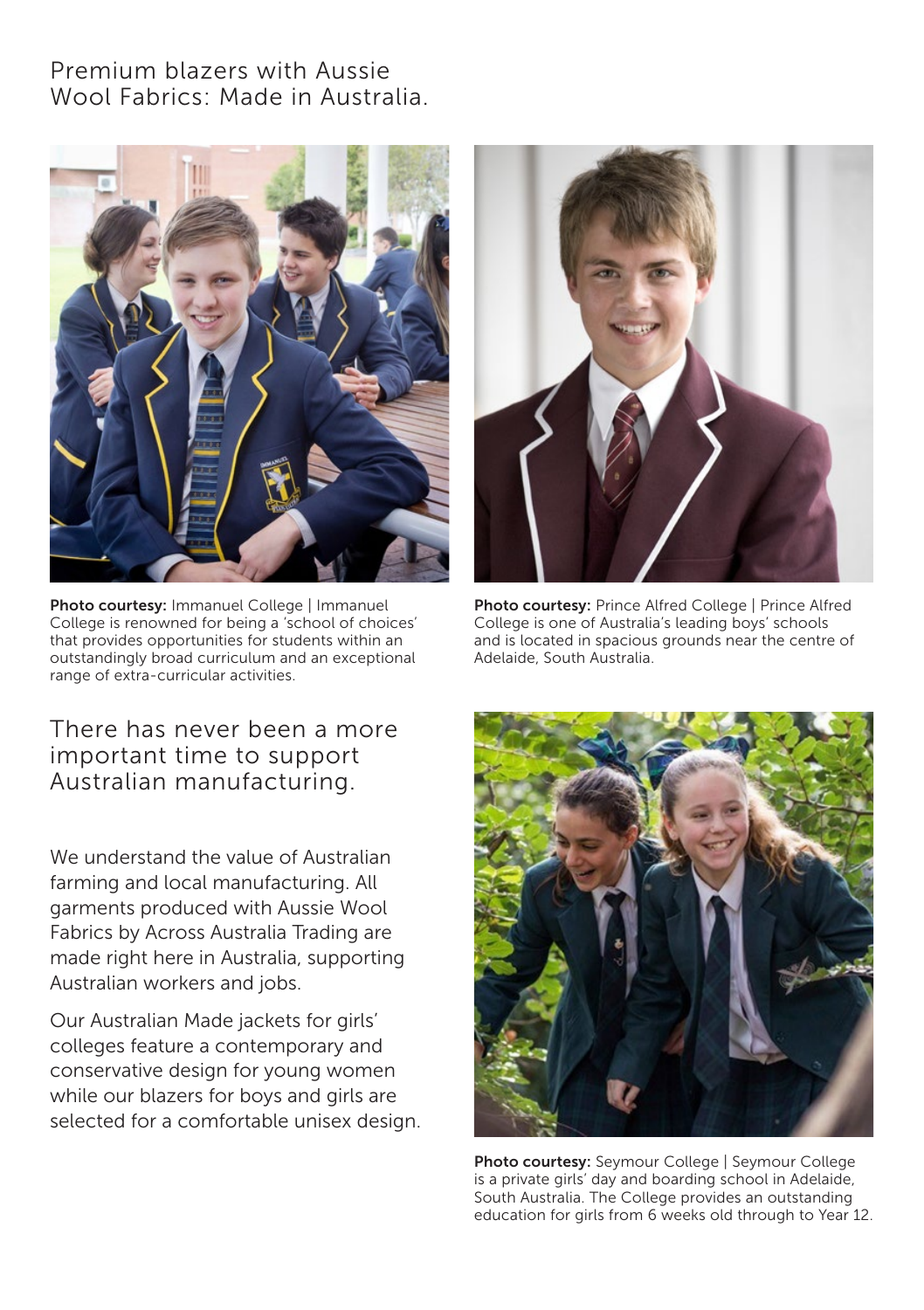## Premium blazers with Aussie Wool Fabrics: Made in Australia.

**Photo courtesy:** Immanuel College | Immanuel College is renowned for being a 'school of choices' that provides opportunities for students within an outstandingly broad curriculum and an exceptional range of extra-curricular activities.

**Photo courtesy:** Prince Alfred College | Prince Alfred College is one of Australia's leading boys' schools and is located in spacious grounds near the centre of Adelaide, South Australia.

## There has never been a more important time to support Australian manufacturing.

We understand the value of Australian farming and local manufacturing. All garments produced with Aussie Wool Fabrics by Across Australia Trading are made right here in Australia, supporting Australian workers and jobs.

Our Australian Made jackets for girls' colleges feature a contemporary and conservative design for young women while our blazers for boys and girls are selected for a comfortable unisex design.

**Photo courtesy:** Seymour College | Seymour College is a private girls' day and boarding school in Adelaide, South Australia. The College provides an outstanding education for girls from 6 weeks old through to Year 12.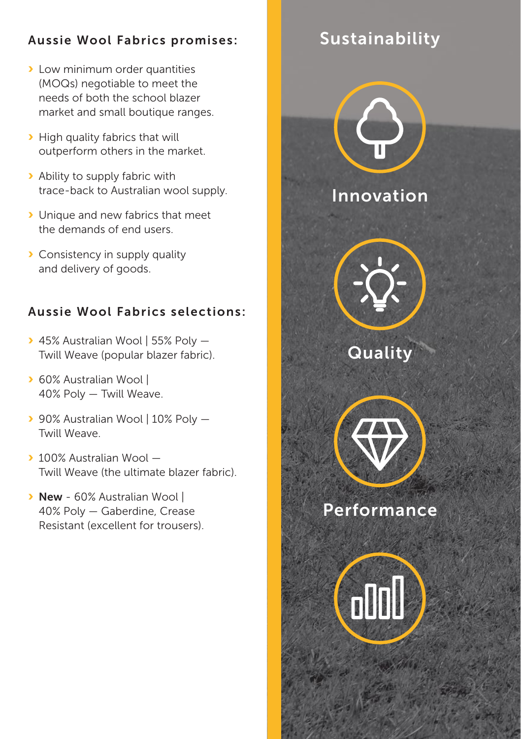### Aussie Wool Fabrics promises:

- Low minimum order quantities (MOQs) negotiable to meet the needs of both the school blazer market and small boutique ranges.
- High quality fabrics that will outperform others in the market.
- Ability to supply fabric with trace-back to Australian wool supply.
- Unique and new fabrics that meet the demands of end users.
- Consistency in supply quality and delivery of goods.

### Aussie Wool Fabrics selections:

- 45% Australian Wool | 55% Poly — Twill Weave (popular blazer fabric).
- 60% Australian Wool | 40% Poly — Twill Weave.
- 90% Australian Wool | 10% Poly — Twill Weave.
- 100% Australian Wool — Twill Weave (the ultimate blazer fabric).
- **New** - 60% Australian Wool | 40% Poly — Gaberdine, Crease Resistant (excellent for trousers).

## Sustainability

## Innovation

## Quality

## Performance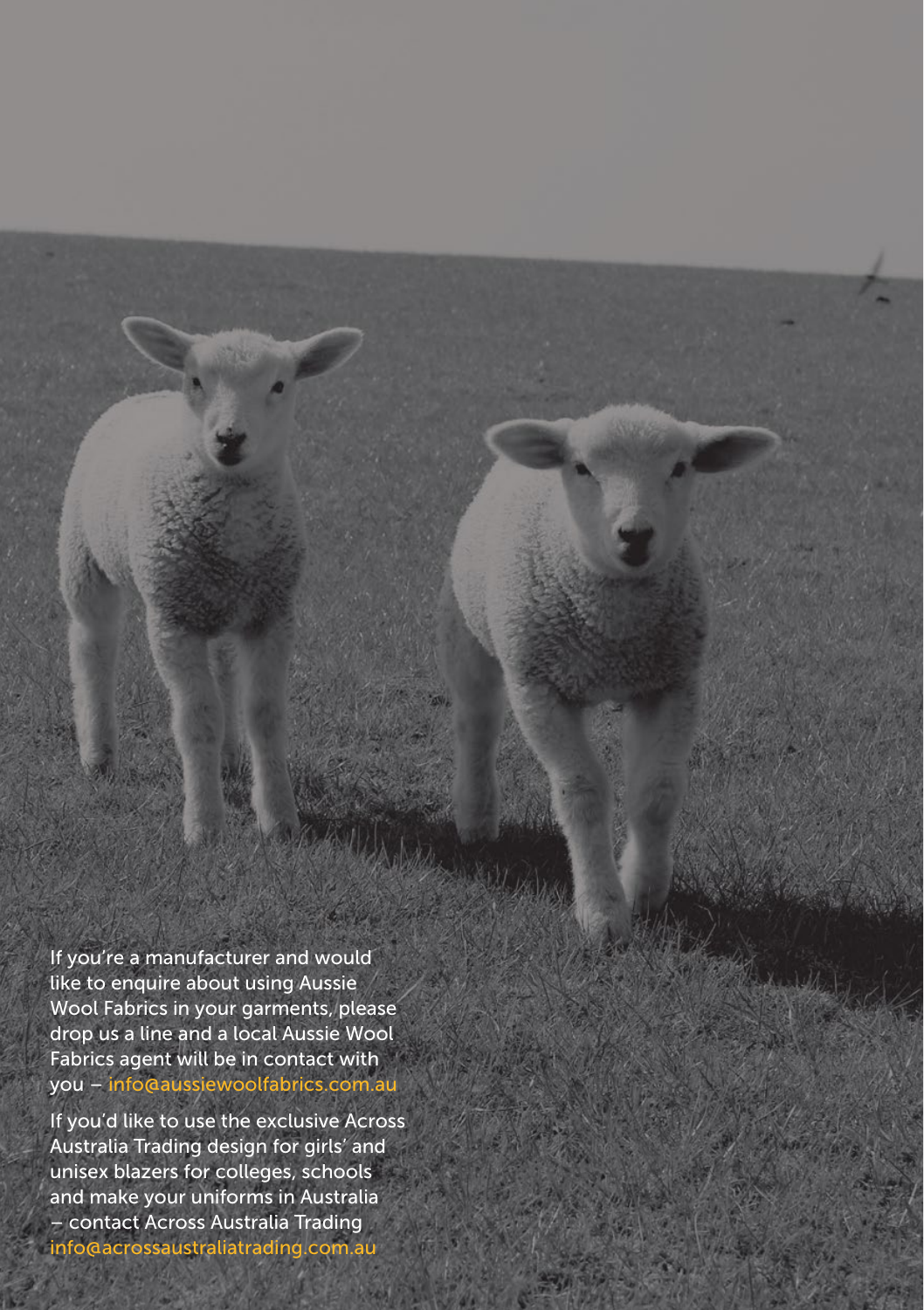If you're a manufacturer and would like to enquire about using Aussie Wool Fabrics in your garments, please drop us a line and a local Aussie Wool Fabrics agent will be in contact with you – info@aussiewoolfabrics.com.au

If you'd like to use the exclusive Across Australia Trading design for girls' and unisex blazers for colleges, schools and make your uniforms in Australia – contact Across Australia Trading info@acrossaustraliatrading.com.au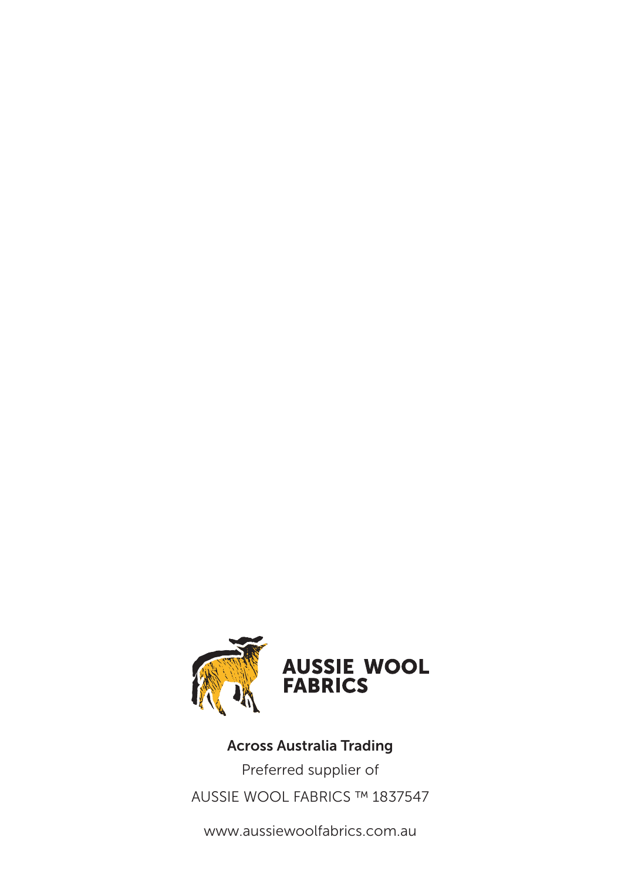**AUSSIE WOOL FABRICS**

**Across Australia Trading**

Preferred supplier of

AUSSIE WOOL FABRICS ™ 1837547

www.aussiewoolfabrics.com.au